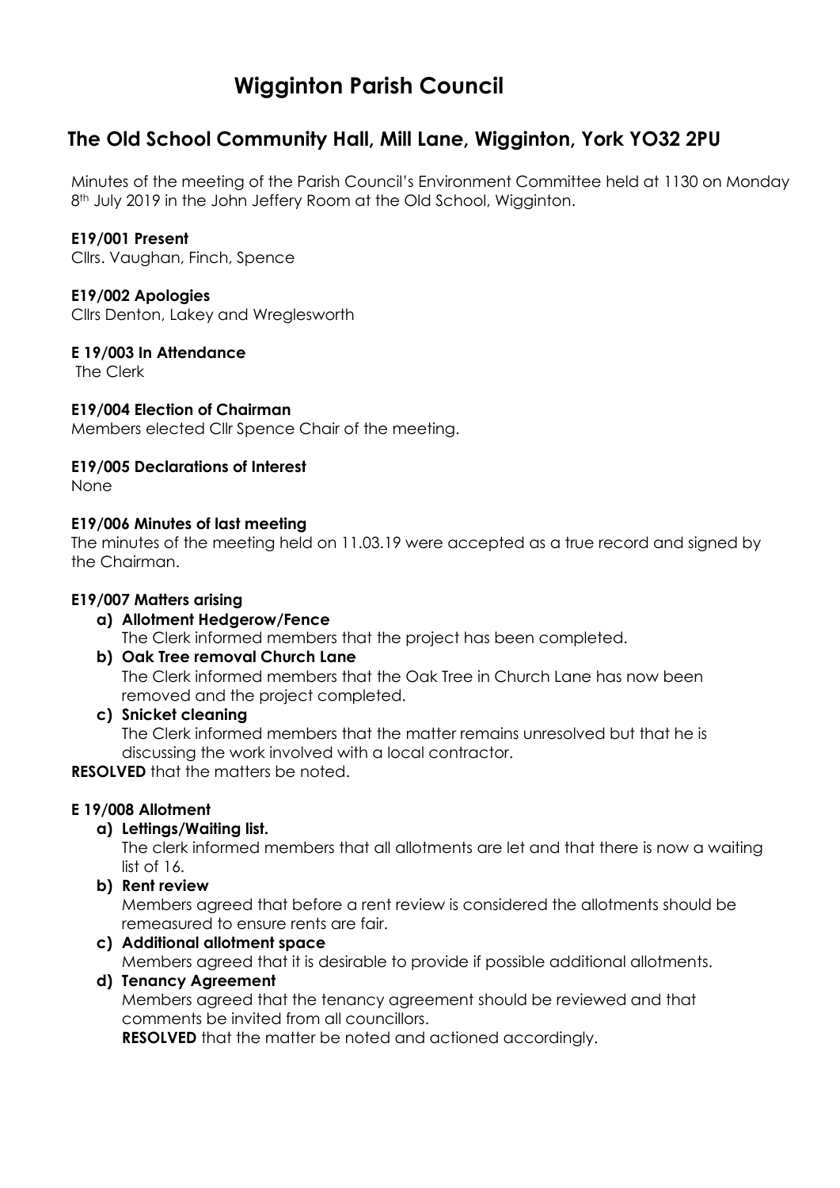# Wigginton Parish Council

## The Old School Community Hall, Mill Lane, Wigginton, York YO32 2PU

Minutes of the meeting of the Parish Council's Environment Committee held at 1130 on Monday 8th July 2019 in the John Jeffery Room at the Old School, Wigginton.

**E19/001 Present**
Cllrs. Vaughan, Finch, Spence

**E19/002 Apologies**
Cllrs Denton, Lakey and Wreglesworth

**E 19/003 In Attendance**
The Clerk

**E19/004 Election of Chairman**
Members elected Cllr Spence Chair of the meeting.

**E19/005 Declarations of Interest**
None

**E19/006 Minutes of last meeting**
The minutes of the meeting held on 11.03.19 were accepted as a true record and signed by the Chairman.

**E19/007 Matters arising**

- **a) Allotment Hedgerow/Fence**
  The Clerk informed members that the project has been completed.
- **b) Oak Tree removal Church Lane**
  The Clerk informed members that the Oak Tree in Church Lane has now been removed and the project completed.
- **c) Snicket cleaning**
  The Clerk informed members that the matter remains unresolved but that he is discussing the work involved with a local contractor.

**RESOLVED** that the matters be noted.

**E 19/008 Allotment**

- **a) Lettings/Waiting list.**
  The clerk informed members that all allotments are let and that there is now a waiting list of 16.
- **b) Rent review**
  Members agreed that before a rent review is considered the allotments should be remeasured to ensure rents are fair.
- **c) Additional allotment space**
  Members agreed that it is desirable to provide if possible additional allotments.
- **d) Tenancy Agreement**
  Members agreed that the tenancy agreement should be reviewed and that comments be invited from all councillors.
  **RESOLVED** that the matter be noted and actioned accordingly.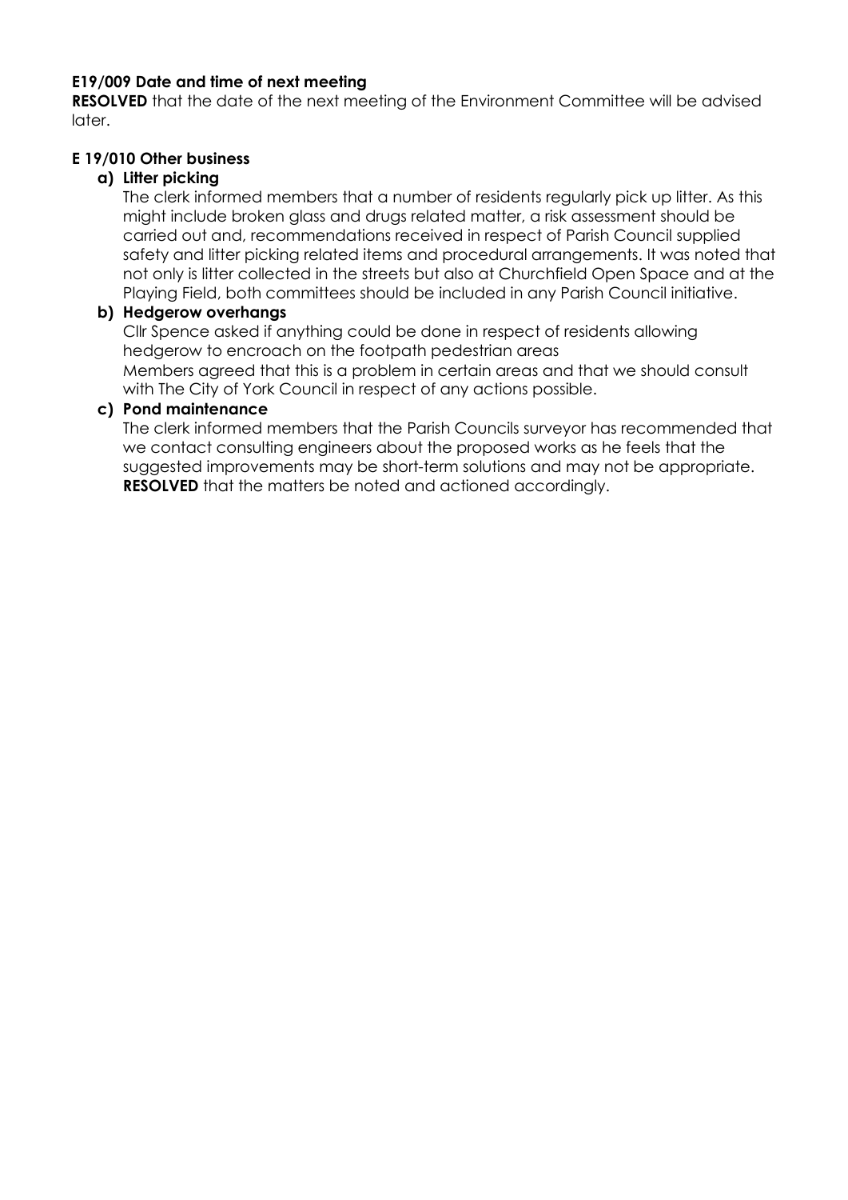**E19/009 Date and time of next meeting**

**RESOLVED** that the date of the next meeting of the Environment Committee will be advised later.

**E 19/010 Other business**

**a) Litter picking**

The clerk informed members that a number of residents regularly pick up litter. As this might include broken glass and drugs related matter, a risk assessment should be carried out and, recommendations received in respect of Parish Council supplied safety and litter picking related items and procedural arrangements. It was noted that not only is litter collected in the streets but also at Churchfield Open Space and at the Playing Field, both committees should be included in any Parish Council initiative.

**b) Hedgerow overhangs**

Cllr Spence asked if anything could be done in respect of residents allowing hedgerow to encroach on the footpath pedestrian areas
Members agreed that this is a problem in certain areas and that we should consult with The City of York Council in respect of any actions possible.

**c) Pond maintenance**

The clerk informed members that the Parish Councils surveyor has recommended that we contact consulting engineers about the proposed works as he feels that the suggested improvements may be short-term solutions and may not be appropriate.
**RESOLVED** that the matters be noted and actioned accordingly.